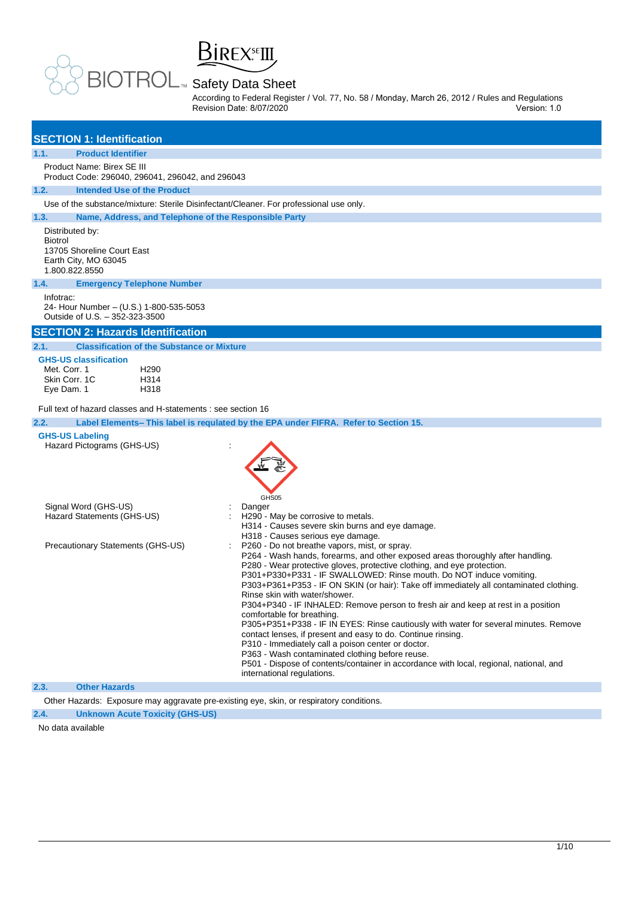BIOTROL™ BiREX SE III

# Safety Data Sheet

According to Federal Register / Vol. 77, No. 58 / Monday, March 26, 2012 / Rules and Regulations
Revision Date: 8/07/2020 Version: 1.0

## SECTION 1: Identification

### 1.1. Product Identifier

Product Name: Birex SE III
Product Code: 296040, 296041, 296042, and 296043

### 1.2. Intended Use of the Product

Use of the substance/mixture: Sterile Disinfectant/Cleaner. For professional use only.

### 1.3. Name, Address, and Telephone of the Responsible Party

Distributed by:
Biotrol
13705 Shoreline Court East
Earth City, MO 63045
1.800.822.8550

### 1.4. Emergency Telephone Number

Infotrac:
24- Hour Number – (U.S.) 1-800-535-5053
Outside of U.S. – 352-323-3500

## SECTION 2: Hazards Identification

### 2.1. Classification of the Substance or Mixture

**GHS-US classification**

| | |
|---|---|
| Met. Corr. 1 | H290 |
| Skin Corr. 1C | H314 |
| Eye Dam. 1 | H318 |

Full text of hazard classes and H-statements : see section 16

### 2.2. Label Elements– This label is regulated by the EPA under FIFRA. Refer to Section 15.

**GHS-US Labeling**

Hazard Pictograms (GHS-US) : GHS05

Signal Word (GHS-US) : Danger

Hazard Statements (GHS-US) :
H290 - May be corrosive to metals.
H314 - Causes severe skin burns and eye damage.
H318 - Causes serious eye damage.

Precautionary Statements (GHS-US) :
P260 - Do not breathe vapors, mist, or spray.
P264 - Wash hands, forearms, and other exposed areas thoroughly after handling.
P280 - Wear protective gloves, protective clothing, and eye protection.
P301+P330+P331 - IF SWALLOWED: Rinse mouth. Do NOT induce vomiting.
P303+P361+P353 - IF ON SKIN (or hair): Take off immediately all contaminated clothing. Rinse skin with water/shower.
P304+P340 - IF INHALED: Remove person to fresh air and keep at rest in a position comfortable for breathing.
P305+P351+P338 - IF IN EYES: Rinse cautiously with water for several minutes. Remove contact lenses, if present and easy to do. Continue rinsing.
P310 - Immediately call a poison center or doctor.
P363 - Wash contaminated clothing before reuse.
P501 - Dispose of contents/container in accordance with local, regional, national, and international regulations.

### 2.3. Other Hazards

Other Hazards: Exposure may aggravate pre-existing eye, skin, or respiratory conditions.

### 2.4. Unknown Acute Toxicity (GHS-US)

No data available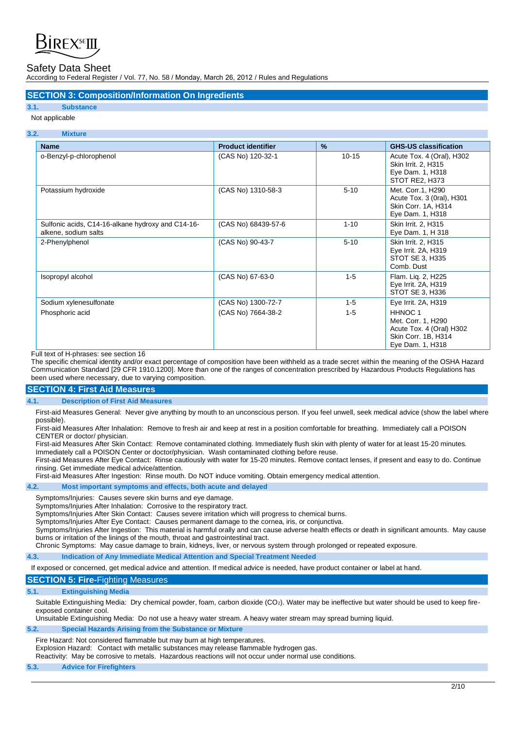## SECTION 3: Composition/Information On Ingredients

### 3.1. Substance

Not applicable

### 3.2. Mixture

| Name | Product identifier | % | GHS-US classification |
|---|---|---|---|
| o-Benzyl-p-chlorophenol | (CAS No) 120-32-1 | 10-15 | Acute Tox. 4 (Oral), H302<br>Skin Irrit. 2, H315<br>Eye Dam. 1, H318<br>STOT RE2, H373 |
| Potassium hydroxide | (CAS No) 1310-58-3 | 5-10 | Met. Corr.1, H290<br>Acute Tox. 3 (0ral), H301<br>Skin Corr. 1A, H314<br>Eye Dam. 1, H318 |
| Sulfonic acids, C14-16-alkane hydroxy and C14-16-alkene, sodium salts | (CAS No) 68439-57-6 | 1-10 | Skin Irrit. 2, H315<br>Eye Dam. 1, H 318 |
| 2-Phenylphenol | (CAS No) 90-43-7 | 5-10 | Skin Irrit. 2, H315<br>Eye Irrit. 2A, H319<br>STOT SE 3, H335<br>Comb. Dust |
| Isopropyl alcohol | (CAS No) 67-63-0 | 1-5 | Flam. Liq. 2, H225<br>Eye Irrit. 2A, H319<br>STOT SE 3, H336 |
| Sodium xylenesulfonate | (CAS No) 1300-72-7 | 1-5 | Eye Irrit. 2A, H319 |
| Phosphoric acid | (CAS No) 7664-38-2 | 1-5 | HHNOC 1<br>Met. Corr. 1, H290<br>Acute Tox. 4 (Oral) H302<br>Skin Corr. 1B, H314<br>Eye Dam. 1, H318 |

Full text of H-phrases: see section 16

The specific chemical identity and/or exact percentage of composition have been withheld as a trade secret within the meaning of the OSHA Hazard Communication Standard [29 CFR 1910.1200]. More than one of the ranges of concentration prescribed by Hazardous Products Regulations has been used where necessary, due to varying composition.

## SECTION 4: First Aid Measures

### 4.1. Description of First Aid Measures

First-aid Measures General: Never give anything by mouth to an unconscious person. If you feel unwell, seek medical advice (show the label where possible).

First-aid Measures After Inhalation: Remove to fresh air and keep at rest in a position comfortable for breathing. Immediately call a POISON CENTER or doctor/ physician.

First-aid Measures After Skin Contact: Remove contaminated clothing. Immediately flush skin with plenty of water for at least 15-20 minutes. Immediately call a POISON Center or doctor/physician. Wash contaminated clothing before reuse.

First-aid Measures After Eye Contact: Rinse cautiously with water for 15-20 minutes. Remove contact lenses, if present and easy to do. Continue rinsing. Get immediate medical advice/attention.

First-aid Measures After Ingestion: Rinse mouth. Do NOT induce vomiting. Obtain emergency medical attention.

### 4.2. Most important symptoms and effects, both acute and delayed

Symptoms/Injuries: Causes severe skin burns and eye damage.

Symptoms/Injuries After Inhalation: Corrosive to the respiratory tract.

Symptoms/Injuries After Skin Contact: Causes severe irritation which will progress to chemical burns.

Symptoms/Injuries After Eye Contact: Causes permanent damage to the cornea, iris, or conjunctiva.

Symptoms/Injuries After Ingestion: This material is harmful orally and can cause adverse health effects or death in significant amounts. May cause burns or irritation of the linings of the mouth, throat and gastrointestinal tract.

Chronic Symptoms: May casue damage to brain, kidneys, liver, or nervous system through prolonged or repeated exposure.

### 4.3. Indication of Any Immediate Medical Attention and Special Treatment Needed

If exposed or concerned, get medical advice and attention. If medical advice is needed, have product container or label at hand.

## SECTION 5: Fire-Fighting Measures

### 5.1. Extinguishing Media

Suitable Extinguishing Media: Dry chemical powder, foam, carbon dioxide ($CO_2$). Water may be ineffective but water should be used to keep fire-exposed container cool.

Unsuitable Extinguishing Media: Do not use a heavy water stream. A heavy water stream may spread burning liquid.

### 5.2. Special Hazards Arising from the Substance or Mixture

Fire Hazard: Not considered flammable but may burn at high temperatures.

Explosion Hazard: Contact with metallic substances may release flammable hydrogen gas.

Reactivity: May be corrosive to metals. Hazardous reactions will not occur under normal use conditions.

### 5.3. Advice for Firefighters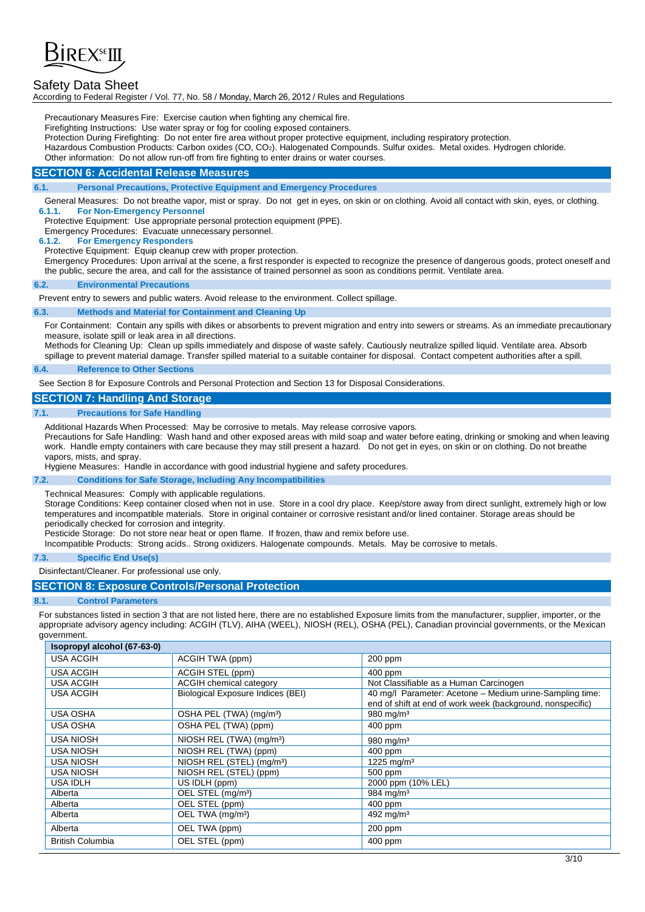Precautionary Measures Fire: Exercise caution when fighting any chemical fire.

Firefighting Instructions: Use water spray or fog for cooling exposed containers.

Protection During Firefighting: Do not enter fire area without proper protective equipment, including respiratory protection.

Hazardous Combustion Products: Carbon oxides (CO, $CO_2$). Halogenated Compounds. Sulfur oxides. Metal oxides. Hydrogen chloride.

Other information: Do not allow run-off from fire fighting to enter drains or water courses.

## SECTION 6: Accidental Release Measures

### 6.1. Personal Precautions, Protective Equipment and Emergency Procedures

General Measures: Do not breathe vapor, mist or spray. Do not get in eyes, on skin or on clothing. Avoid all contact with skin, eyes, or clothing.

#### 6.1.1. For Non-Emergency Personnel

Protective Equipment: Use appropriate personal protection equipment (PPE).

Emergency Procedures: Evacuate unnecessary personnel.

#### 6.1.2. For Emergency Responders

Protective Equipment: Equip cleanup crew with proper protection.

Emergency Procedures: Upon arrival at the scene, a first responder is expected to recognize the presence of dangerous goods, protect oneself and the public, secure the area, and call for the assistance of trained personnel as soon as conditions permit. Ventilate area.

### 6.2. Environmental Precautions

Prevent entry to sewers and public waters. Avoid release to the environment. Collect spillage.

### 6.3. Methods and Material for Containment and Cleaning Up

For Containment: Contain any spills with dikes or absorbents to prevent migration and entry into sewers or streams. As an immediate precautionary measure, isolate spill or leak area in all directions.

Methods for Cleaning Up: Clean up spills immediately and dispose of waste safely. Cautiously neutralize spilled liquid. Ventilate area. Absorb spillage to prevent material damage. Transfer spilled material to a suitable container for disposal. Contact competent authorities after a spill.

### 6.4. Reference to Other Sections

See Section 8 for Exposure Controls and Personal Protection and Section 13 for Disposal Considerations.

## SECTION 7: Handling And Storage

### 7.1. Precautions for Safe Handling

Additional Hazards When Processed: May be corrosive to metals. May release corrosive vapors.

Precautions for Safe Handling: Wash hand and other exposed areas with mild soap and water before eating, drinking or smoking and when leaving work. Handle empty containers with care because they may still present a hazard. Do not get in eyes, on skin or on clothing. Do not breathe vapors, mists, and spray.

Hygiene Measures: Handle in accordance with good industrial hygiene and safety procedures.

### 7.2. Conditions for Safe Storage, Including Any Incompatibilities

Technical Measures: Comply with applicable regulations.

Storage Conditions: Keep container closed when not in use. Store in a cool dry place. Keep/store away from direct sunlight, extremely high or low temperatures and incompatible materials. Store in original container or corrosive resistant and/or lined container. Storage areas should be periodically checked for corrosion and integrity.

Pesticide Storage: Do not store near heat or open flame. If frozen, thaw and remix before use.

Incompatible Products: Strong acids.. Strong oxidizers. Halogenate compounds. Metals. May be corrosive to metals.

### 7.3. Specific End Use(s)

Disinfectant/Cleaner. For professional use only.

## SECTION 8: Exposure Controls/Personal Protection

### 8.1. Control Parameters

For substances listed in section 3 that are not listed here, there are no established Exposure limits from the manufacturer, supplier, importer, or the appropriate advisory agency including: ACGIH (TLV), AIHA (WEEL), NIOSH (REL), OSHA (PEL), Canadian provincial governments, or the Mexican government.

| **Isopropyl alcohol (67-63-0)** | | |
|---|---|---|
| USA ACGIH | ACGIH TWA (ppm) | 200 ppm |
| USA ACGIH | ACGIH STEL (ppm) | 400 ppm |
| USA ACGIH | ACGIH chemical category | Not Classifiable as a Human Carcinogen |
| USA ACGIH | Biological Exposure Indices (BEI) | 40 mg/l Parameter: Acetone – Medium urine-Sampling time: end of shift at end of work week (background, nonspecific) |
| USA OSHA | OSHA PEL (TWA) (mg/m³) | 980 mg/m³ |
| USA OSHA | OSHA PEL (TWA) (ppm) | 400 ppm |
| USA NIOSH | NIOSH REL (TWA) (mg/m³) | 980 mg/m³ |
| USA NIOSH | NIOSH REL (TWA) (ppm) | 400 ppm |
| USA NIOSH | NIOSH REL (STEL) (mg/m³) | 1225 mg/m³ |
| USA NIOSH | NIOSH REL (STEL) (ppm) | 500 ppm |
| USA IDLH | US IDLH (ppm) | 2000 ppm (10% LEL) |
| Alberta | OEL STEL (mg/m³) | 984 mg/m³ |
| Alberta | OEL STEL (ppm) | 400 ppm |
| Alberta | OEL TWA (mg/m³) | 492 mg/m³ |
| Alberta | OEL TWA (ppm) | 200 ppm |
| British Columbia | OEL STEL (ppm) | 400 ppm |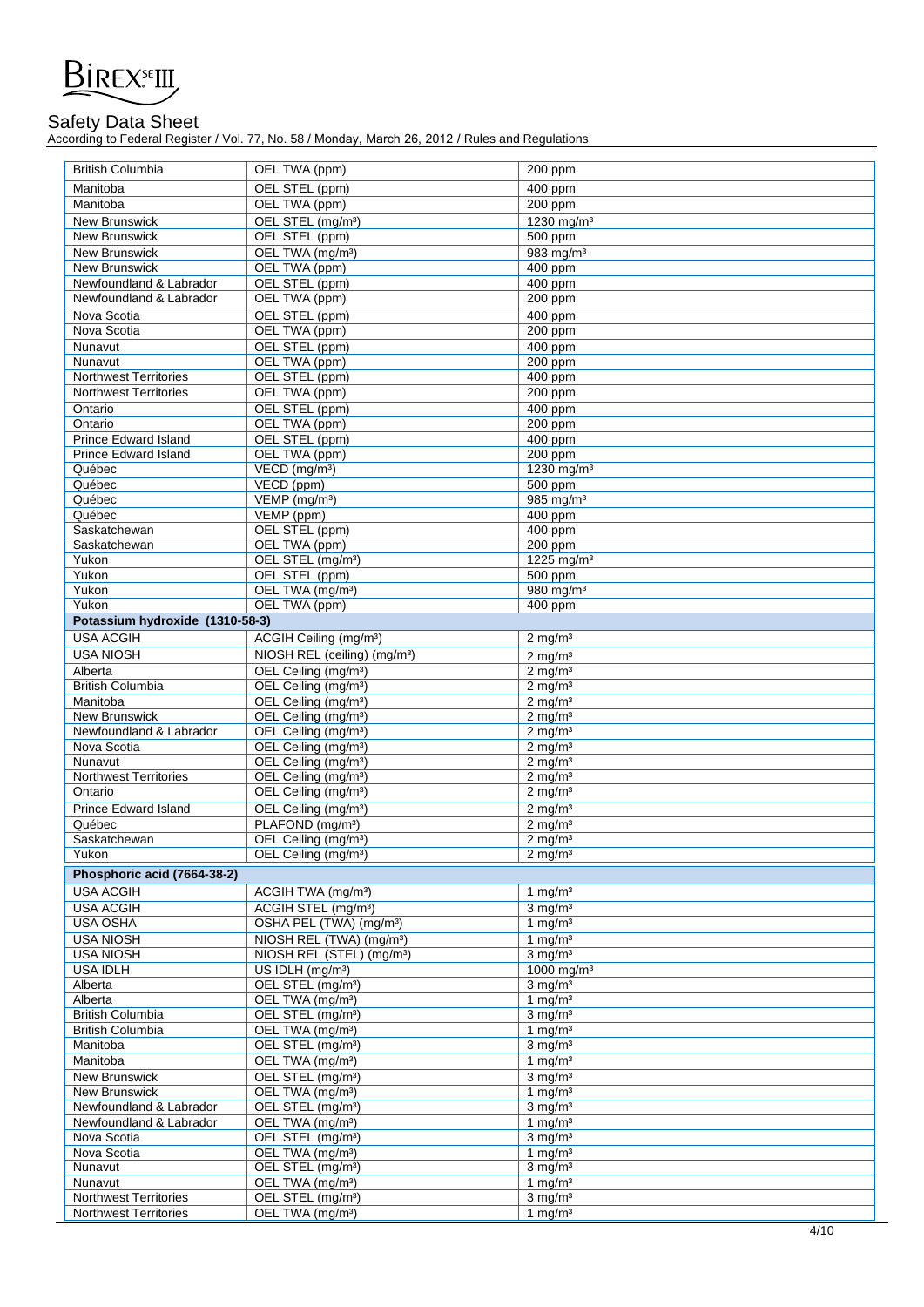| British Columbia | OEL TWA (ppm) | 200 ppm |
|---|---|---|
| Manitoba | OEL STEL (ppm) | 400 ppm |
| Manitoba | OEL TWA (ppm) | 200 ppm |
| New Brunswick | OEL STEL (mg/m³) | 1230 mg/m³ |
| New Brunswick | OEL STEL (ppm) | 500 ppm |
| New Brunswick | OEL TWA (mg/m³) | 983 mg/m³ |
| New Brunswick | OEL TWA (ppm) | 400 ppm |
| Newfoundland & Labrador | OEL STEL (ppm) | 400 ppm |
| Newfoundland & Labrador | OEL TWA (ppm) | 200 ppm |
| Nova Scotia | OEL STEL (ppm) | 400 ppm |
| Nova Scotia | OEL TWA (ppm) | 200 ppm |
| Nunavut | OEL STEL (ppm) | 400 ppm |
| Nunavut | OEL TWA (ppm) | 200 ppm |
| Northwest Territories | OEL STEL (ppm) | 400 ppm |
| Northwest Territories | OEL TWA (ppm) | 200 ppm |
| Ontario | OEL STEL (ppm) | 400 ppm |
| Ontario | OEL TWA (ppm) | 200 ppm |
| Prince Edward Island | OEL STEL (ppm) | 400 ppm |
| Prince Edward Island | OEL TWA (ppm) | 200 ppm |
| Québec | VECD (mg/m³) | 1230 mg/m³ |
| Québec | VECD (ppm) | 500 ppm |
| Québec | VEMP (mg/m³) | 985 mg/m³ |
| Québec | VEMP (ppm) | 400 ppm |
| Saskatchewan | OEL STEL (ppm) | 400 ppm |
| Saskatchewan | OEL TWA (ppm) | 200 ppm |
| Yukon | OEL STEL (mg/m³) | 1225 mg/m³ |
| Yukon | OEL STEL (ppm) | 500 ppm |
| Yukon | OEL TWA (mg/m³) | 980 mg/m³ |
| Yukon | OEL TWA (ppm) | 400 ppm |
| **Potassium hydroxide (1310-58-3)** | | |
| USA ACGIH | ACGIH Ceiling (mg/m³) | 2 mg/m³ |
| USA NIOSH | NIOSH REL (ceiling) (mg/m³) | 2 mg/m³ |
| Alberta | OEL Ceiling (mg/m³) | 2 mg/m³ |
| British Columbia | OEL Ceiling (mg/m³) | 2 mg/m³ |
| Manitoba | OEL Ceiling (mg/m³) | 2 mg/m³ |
| New Brunswick | OEL Ceiling (mg/m³) | 2 mg/m³ |
| Newfoundland & Labrador | OEL Ceiling (mg/m³) | 2 mg/m³ |
| Nova Scotia | OEL Ceiling (mg/m³) | 2 mg/m³ |
| Nunavut | OEL Ceiling (mg/m³) | 2 mg/m³ |
| Northwest Territories | OEL Ceiling (mg/m³) | 2 mg/m³ |
| Ontario | OEL Ceiling (mg/m³) | 2 mg/m³ |
| Prince Edward Island | OEL Ceiling (mg/m³) | 2 mg/m³ |
| Québec | PLAFOND (mg/m³) | 2 mg/m³ |
| Saskatchewan | OEL Ceiling (mg/m³) | 2 mg/m³ |
| Yukon | OEL Ceiling (mg/m³) | 2 mg/m³ |
| **Phosphoric acid (7664-38-2)** | | |
| USA ACGIH | ACGIH TWA (mg/m³) | 1 mg/m³ |
| USA ACGIH | ACGIH STEL (mg/m³) | 3 mg/m³ |
| USA OSHA | OSHA PEL (TWA) (mg/m³) | 1 mg/m³ |
| USA NIOSH | NIOSH REL (TWA) (mg/m³) | 1 mg/m³ |
| USA NIOSH | NIOSH REL (STEL) (mg/m³) | 3 mg/m³ |
| USA IDLH | US IDLH (mg/m³) | 1000 mg/m³ |
| Alberta | OEL STEL (mg/m³) | 3 mg/m³ |
| Alberta | OEL TWA (mg/m³) | 1 mg/m³ |
| British Columbia | OEL STEL (mg/m³) | 3 mg/m³ |
| British Columbia | OEL TWA (mg/m³) | 1 mg/m³ |
| Manitoba | OEL STEL (mg/m³) | 3 mg/m³ |
| Manitoba | OEL TWA (mg/m³) | 1 mg/m³ |
| New Brunswick | OEL STEL (mg/m³) | 3 mg/m³ |
| New Brunswick | OEL TWA (mg/m³) | 1 mg/m³ |
| Newfoundland & Labrador | OEL STEL (mg/m³) | 3 mg/m³ |
| Newfoundland & Labrador | OEL TWA (mg/m³) | 1 mg/m³ |
| Nova Scotia | OEL STEL (mg/m³) | 3 mg/m³ |
| Nova Scotia | OEL TWA (mg/m³) | 1 mg/m³ |
| Nunavut | OEL STEL (mg/m³) | 3 mg/m³ |
| Nunavut | OEL TWA (mg/m³) | 1 mg/m³ |
| Northwest Territories | OEL STEL (mg/m³) | 3 mg/m³ |
| Northwest Territories | OEL TWA (mg/m³) | 1 mg/m³ |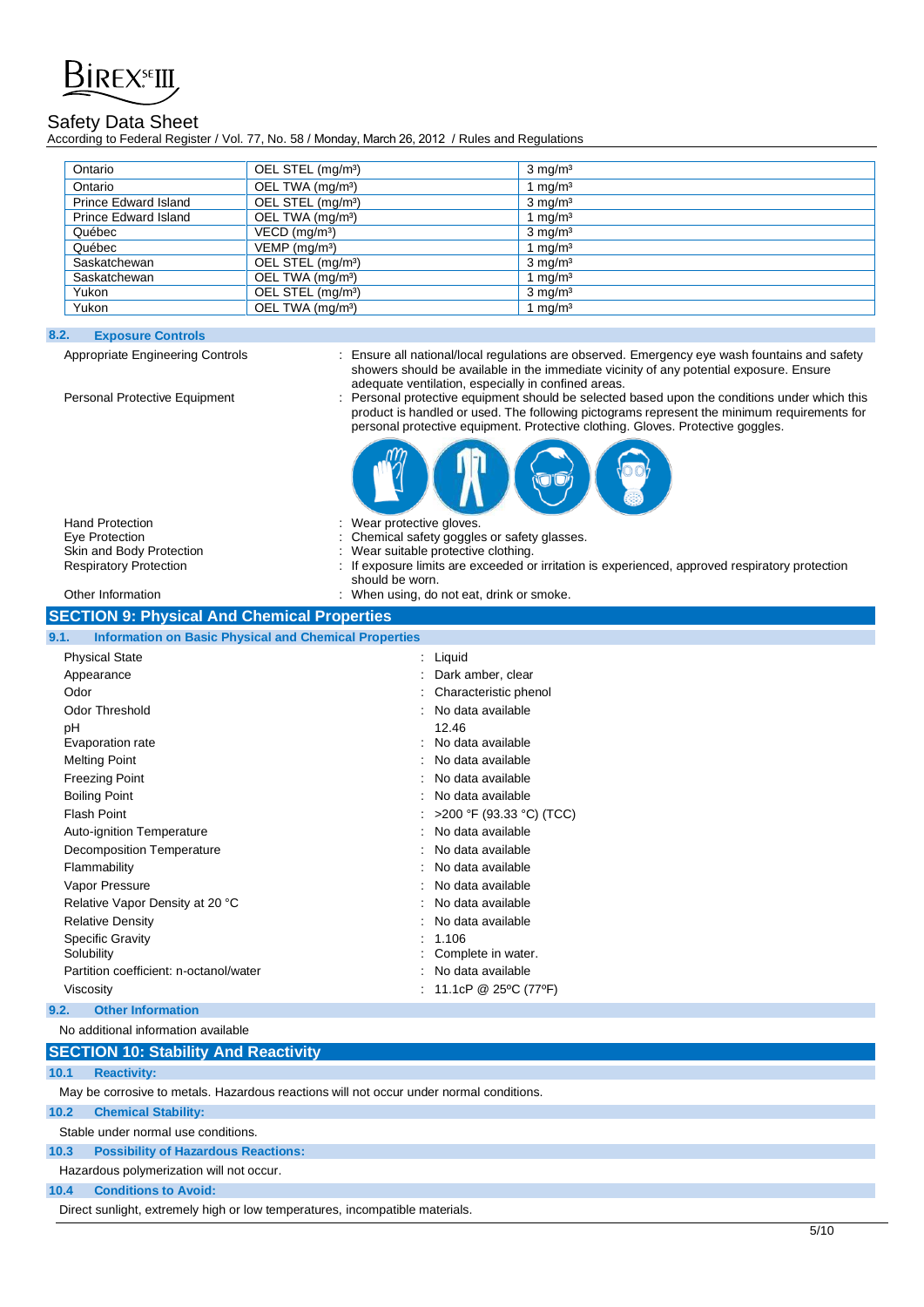| Ontario | OEL STEL (mg/m³) | 3 mg/m³ |
|---|---|---|
| Ontario | OEL TWA (mg/m³) | 1 mg/m³ |
| Prince Edward Island | OEL STEL (mg/m³) | 3 mg/m³ |
| Prince Edward Island | OEL TWA (mg/m³) | 1 mg/m³ |
| Québec | VECD (mg/m³) | 3 mg/m³ |
| Québec | VEMP (mg/m³) | 1 mg/m³ |
| Saskatchewan | OEL STEL (mg/m³) | 3 mg/m³ |
| Saskatchewan | OEL TWA (mg/m³) | 1 mg/m³ |
| Yukon | OEL STEL (mg/m³) | 3 mg/m³ |
| Yukon | OEL TWA (mg/m³) | 1 mg/m³ |

### 8.2. Exposure Controls

Appropriate Engineering Controls : Ensure all national/local regulations are observed. Emergency eye wash fountains and safety showers should be available in the immediate vicinity of any potential exposure. Ensure adequate ventilation, especially in confined areas.

Personal Protective Equipment : Personal protective equipment should be selected based upon the conditions under which this product is handled or used. The following pictograms represent the minimum requirements for personal protective equipment. Protective clothing. Gloves. Protective goggles.

Hand Protection : Wear protective gloves.

Eye Protection : Chemical safety goggles or safety glasses.

Skin and Body Protection : Wear suitable protective clothing.

Respiratory Protection : If exposure limits are exceeded or irritation is experienced, approved respiratory protection should be worn.

Other Information : When using, do not eat, drink or smoke.

## SECTION 9: Physical And Chemical Properties

### 9.1. Information on Basic Physical and Chemical Properties

| Property | Value |
|---|---|
| Physical State | Liquid |
| Appearance | Dark amber, clear |
| Odor | Characteristic phenol |
| Odor Threshold | No data available |
| pH | 12.46 |
| Evaporation rate | No data available |
| Melting Point | No data available |
| Freezing Point | No data available |
| Boiling Point | No data available |
| Flash Point | >200 °F (93.33 °C) (TCC) |
| Auto-ignition Temperature | No data available |
| Decomposition Temperature | No data available |
| Flammability | No data available |
| Vapor Pressure | No data available |
| Relative Vapor Density at 20 °C | No data available |
| Relative Density | No data available |
| Specific Gravity | 1.106 |
| Solubility | Complete in water. |
| Partition coefficient: n-octanol/water | No data available |
| Viscosity | 11.1cP @ 25ºC (77ºF) |

### 9.2. Other Information

No additional information available

## SECTION 10: Stability And Reactivity

### 10.1 Reactivity:

May be corrosive to metals. Hazardous reactions will not occur under normal conditions.

### 10.2 Chemical Stability:

Stable under normal use conditions.

### 10.3 Possibility of Hazardous Reactions:

Hazardous polymerization will not occur.

### 10.4 Conditions to Avoid:

Direct sunlight, extremely high or low temperatures, incompatible materials.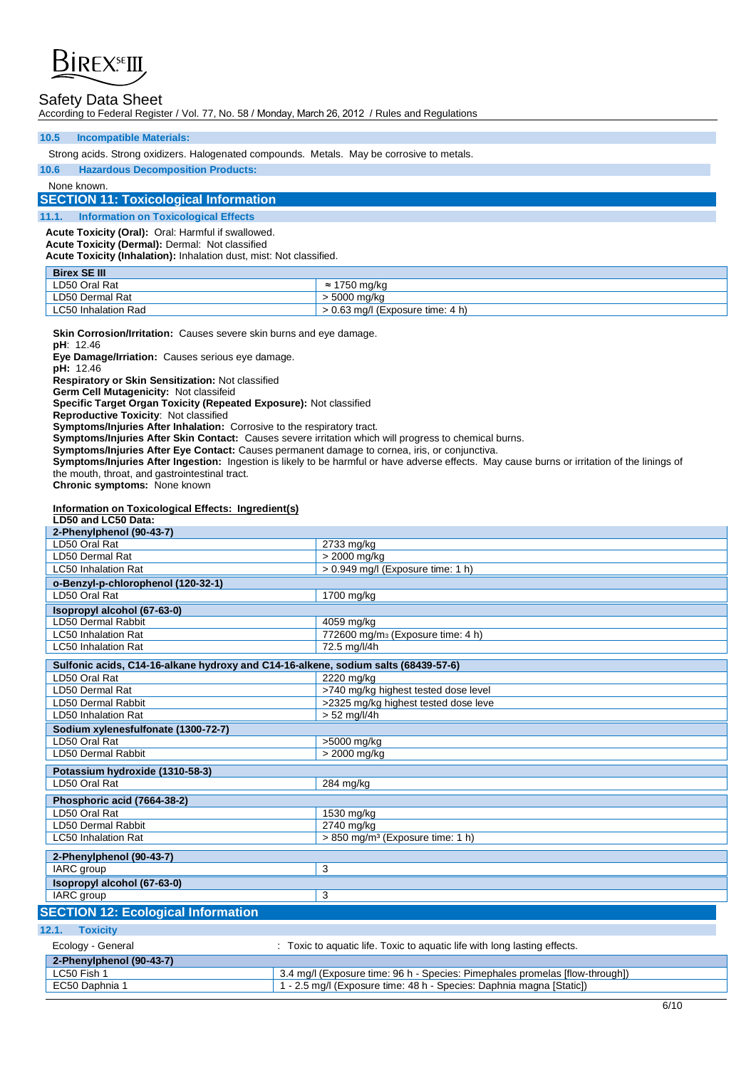**10.5 Incompatible Materials:**

Strong acids. Strong oxidizers. Halogenated compounds. Metals. May be corrosive to metals.

**10.6 Hazardous Decomposition Products:**

None known.

## SECTION 11: Toxicological Information

### 11.1. Information on Toxicological Effects

**Acute Toxicity (Oral):** Oral: Harmful if swallowed.
**Acute Toxicity (Dermal):** Dermal: Not classified
**Acute Toxicity (Inhalation):** Inhalation dust, mist: Not classified.

| **Birex SE III** | |
|---|---|
| LD50 Oral Rat | ≈ 1750 mg/kg |
| LD50 Dermal Rat | > 5000 mg/kg |
| LC50 Inhalation Rad | > 0.63 mg/l (Exposure time: 4 h) |

**Skin Corrosion/Irritation:** Causes severe skin burns and eye damage.
**pH**: 12.46
**Eye Damage/Irriation:** Causes serious eye damage.
**pH:** 12.46
**Respiratory or Skin Sensitization:** Not classified
**Germ Cell Mutagenicity:** Not classifeid
**Specific Target Organ Toxicity (Repeated Exposure):** Not classified
**Reproductive Toxicity**: Not classified
**Symptoms/Injuries After Inhalation:** Corrosive to the respiratory tract.
**Symptoms/Injuries After Skin Contact:** Causes severe irritation which will progress to chemical burns.
**Symptoms/Injuries After Eye Contact:** Causes permanent damage to cornea, iris, or conjunctiva.
**Symptoms/Injuries After Ingestion:** Ingestion is likely to be harmful or have adverse effects. May cause burns or irritation of the linings of the mouth, throat, and gastrointestinal tract.
**Chronic symptoms:** None known

**Information on Toxicological Effects: Ingredient(s)**
**LD50 and LC50 Data:**

| **2-Phenylphenol (90-43-7)** | |
|---|---|
| LD50 Oral Rat | 2733 mg/kg |
| LD50 Dermal Rat | > 2000 mg/kg |
| LC50 Inhalation Rat | > 0.949 mg/l (Exposure time: 1 h) |
| **o-Benzyl-p-chlorophenol (120-32-1)** | |
| LD50 Oral Rat | 1700 mg/kg |
| **Isopropyl alcohol (67-63-0)** | |
| LD50 Dermal Rabbit | 4059 mg/kg |
| LC50 Inhalation Rat | 772600 mg/m3 (Exposure time: 4 h) |
| LC50 Inhalation Rat | 72.5 mg/l/4h |
| **Sulfonic acids, C14-16-alkane hydroxy and C14-16-alkene, sodium salts (68439-57-6)** | |
| LD50 Oral Rat | 2220 mg/kg |
| LD50 Dermal Rat | >740 mg/kg highest tested dose level |
| LD50 Dermal Rabbit | >2325 mg/kg highest tested dose leve |
| LD50 Inhalation Rat | > 52 mg/l/4h |
| **Sodium xylenesulfonate (1300-72-7)** | |
| LD50 Oral Rat | >5000 mg/kg |
| LD50 Dermal Rabbit | > 2000 mg/kg |
| **Potassium hydroxide (1310-58-3)** | |
| LD50 Oral Rat | 284 mg/kg |
| **Phosphoric acid (7664-38-2)** | |
| LD50 Oral Rat | 1530 mg/kg |
| LD50 Dermal Rabbit | 2740 mg/kg |
| LC50 Inhalation Rat | > 850 mg/m³ (Exposure time: 1 h) |

| **2-Phenylphenol (90-43-7)** | |
|---|---|
| IARC group | 3 |
| **Isopropyl alcohol (67-63-0)** | |
| IARC group | 3 |

## SECTION 12: Ecological Information

### 12.1. Toxicity

Ecology - General : Toxic to aquatic life. Toxic to aquatic life with long lasting effects.

| **2-Phenylphenol (90-43-7)** | |
|---|---|
| LC50 Fish 1 | 3.4 mg/l (Exposure time: 96 h - Species: Pimephales promelas [flow-through]) |
| EC50 Daphnia 1 | 1 - 2.5 mg/l (Exposure time: 48 h - Species: Daphnia magna [Static]) |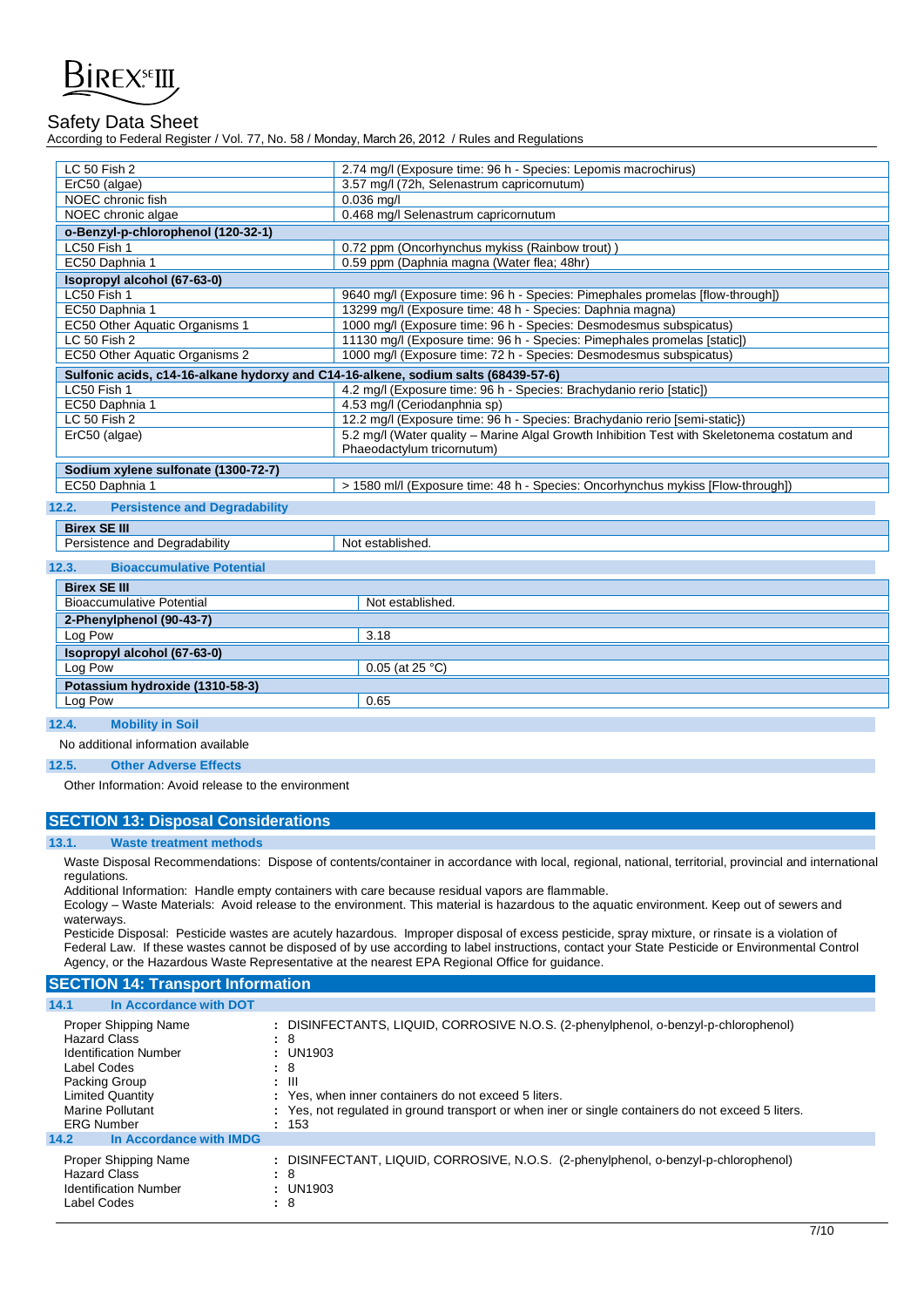| | |
|---|---|
| LC 50 Fish 2 | 2.74 mg/l (Exposure time: 96 h - Species: Lepomis macrochirus) |
| ErC50 (algae) | 3.57 mg/l (72h, Selenastrum capricornutum) |
| NOEC chronic fish | 0.036 mg/l |
| NOEC chronic algae | 0.468 mg/l Selenastrum capricornutum |
| **o-Benzyl-p-chlorophenol (120-32-1)** | |
| LC50 Fish 1 | 0.72 ppm (Oncorhynchus mykiss (Rainbow trout) ) |
| EC50 Daphnia 1 | 0.59 ppm (Daphnia magna (Water flea; 48hr) |
| **Isopropyl alcohol (67-63-0)** | |
| LC50 Fish 1 | 9640 mg/l (Exposure time: 96 h - Species: Pimephales promelas [flow-through]) |
| EC50 Daphnia 1 | 13299 mg/l (Exposure time: 48 h - Species: Daphnia magna) |
| EC50 Other Aquatic Organisms 1 | 1000 mg/l (Exposure time: 96 h - Species: Desmodesmus subspicatus) |
| LC 50 Fish 2 | 11130 mg/l (Exposure time: 96 h - Species: Pimephales promelas [static]) |
| EC50 Other Aquatic Organisms 2 | 1000 mg/l (Exposure time: 72 h - Species: Desmodesmus subspicatus) |
| **Sulfonic acids, c14-16-alkane hydorxy and C14-16-alkene, sodium salts (68439-57-6)** | |
| LC50 Fish 1 | 4.2 mg/l (Exposure time: 96 h - Species: Brachydanio rerio [static]) |
| EC50 Daphnia 1 | 4.53 mg/l (Ceriodanphnia sp) |
| LC 50 Fish 2 | 12.2 mg/l (Exposure time: 96 h - Species: Brachydanio rerio [semi-static}) |
| ErC50 (algae) | 5.2 mg/l (Water quality – Marine Algal Growth Inhibition Test with Skeletonema costatum and Phaeodactylum tricornutum) |
| **Sodium xylene sulfonate (1300-72-7)** | |
| EC50 Daphnia 1 | > 1580 ml/l (Exposure time: 48 h - Species: Oncorhynchus mykiss [Flow-through]) |

### 12.2. Persistence and Degradability

| **Birex SE III** | |
|---|---|
| Persistence and Degradability | Not established. |

### 12.3. Bioaccumulative Potential

| **Birex SE III** | |
|---|---|
| Bioaccumulative Potential | Not established. |
| **2-Phenylphenol (90-43-7)** | |
| Log Pow | 3.18 |
| **Isopropyl alcohol (67-63-0)** | |
| Log Pow | 0.05 (at 25 °C) |
| **Potassium hydroxide (1310-58-3)** | |
| Log Pow | 0.65 |

### 12.4. Mobility in Soil

No additional information available

### 12.5. Other Adverse Effects

Other Information: Avoid release to the environment

## SECTION 13: Disposal Considerations

### 13.1. Waste treatment methods

Waste Disposal Recommendations: Dispose of contents/container in accordance with local, regional, national, territorial, provincial and international regulations.

Additional Information: Handle empty containers with care because residual vapors are flammable.

Ecology – Waste Materials: Avoid release to the environment. This material is hazardous to the aquatic environment. Keep out of sewers and waterways.

Pesticide Disposal: Pesticide wastes are acutely hazardous. Improper disposal of excess pesticide, spray mixture, or rinsate is a violation of Federal Law. If these wastes cannot be disposed of by use according to label instructions, contact your State Pesticide or Environmental Control Agency, or the Hazardous Waste Representative at the nearest EPA Regional Office for guidance.

## SECTION 14: Transport Information

### 14.1 In Accordance with DOT

| | |
|---|---|
| Proper Shipping Name | : DISINFECTANTS, LIQUID, CORROSIVE N.O.S. (2-phenylphenol, o-benzyl-p-chlorophenol) |
| Hazard Class | : 8 |
| Identification Number | : UN1903 |
| Label Codes | : 8 |
| Packing Group | : III |
| Limited Quantity | : Yes, when inner containers do not exceed 5 liters. |
| Marine Pollutant | : Yes, not regulated in ground transport or when iner or single containers do not exceed 5 liters. |
| ERG Number | : 153 |

### 14.2 In Accordance with IMDG

| | |
|---|---|
| Proper Shipping Name | : DISINFECTANT, LIQUID, CORROSIVE, N.O.S. (2-phenylphenol, o-benzyl-p-chlorophenol) |
| Hazard Class | : 8 |
| Identification Number | : UN1903 |
| Label Codes | : 8 |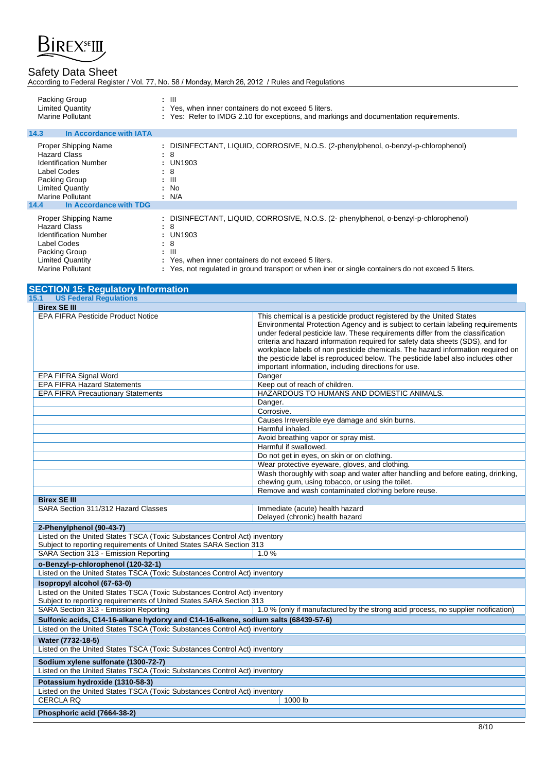| | |
|---|---|
| Packing Group | : III |
| Limited Quantity | : Yes, when inner containers do not exceed 5 liters. |
| Marine Pollutant | : Yes: Refer to IMDG 2.10 for exceptions, and markings and documentation requirements. |

### 14.3 In Accordance with IATA

| | |
|---|---|
| Proper Shipping Name | : DISINFECTANT, LIQUID, CORROSIVE, N.O.S. (2-phenylphenol, o-benzyl-p-chlorophenol) |
| Hazard Class | : 8 |
| Identification Number | : UN1903 |
| Label Codes | : 8 |
| Packing Group | : III |
| Limited Quantiy | : No |
| Marine Pollutant | : N/A |

### 14.4 In Accordance with TDG

| | |
|---|---|
| Proper Shipping Name | : DISINFECTANT, LIQUID, CORROSIVE, N.O.S. (2- phenylphenol, o-benzyl-p-chlorophenol) |
| Hazard Class | : 8 |
| Identification Number | : UN1903 |
| Label Codes | : 8 |
| Packing Group | : III |
| Limited Quantity | : Yes, when inner containers do not exceed 5 liters. |
| Marine Pollutant | : Yes, not regulated in ground transport or when iner or single containers do not exceed 5 liters. |

## SECTION 15: Regulatory Information

### 15.1 US Federal Regulations

| **Birex SE III** | |
|---|---|
| EPA FIFRA Pesticide Product Notice | This chemical is a pesticide product registered by the United States Environmental Protection Agency and is subject to certain labeling requirements under federal pesticide law. These requirements differ from the classification criteria and hazard information required for safety data sheets (SDS), and for workplace labels of non pesticide chemicals. The hazard information required on the pesticide label is reproduced below. The pesticide label also includes other important information, including directions for use. |
| EPA FIFRA Signal Word | Danger |
| EPA FIFRA Hazard Statements | Keep out of reach of children. |
| EPA FIFRA Precautionary Statements | HAZARDOUS TO HUMANS AND DOMESTIC ANIMALS. |
| | Danger. |
| | Corrosive. |
| | Causes Irreversible eye damage and skin burns. |
| | Harmful inhaled. |
| | Avoid breathing vapor or spray mist. |
| | Harmful if swallowed. |
| | Do not get in eyes, on skin or on clothing. |
| | Wear protective eyeware, gloves, and clothing. |
| | Wash thoroughly with soap and water after handling and before eating, drinking, chewing gum, using tobacco, or using the toilet. |
| | Remove and wash contaminated clothing before reuse. |
| **Birex SE III** | |
| SARA Section 311/312 Hazard Classes | Immediate (acute) health hazard<br>Delayed (chronic) health hazard |
| **2-Phenylphenol (90-43-7)** | |
| Listed on the United States TSCA (Toxic Substances Control Act) inventory<br>Subject to reporting requirements of United States SARA Section 313 | |
| SARA Section 313 - Emission Reporting | 1.0 % |
| **o-Benzyl-p-chlorophenol (120-32-1)** | |
| Listed on the United States TSCA (Toxic Substances Control Act) inventory | |
| **Isopropyl alcohol (67-63-0)** | |
| Listed on the United States TSCA (Toxic Substances Control Act) inventory<br>Subject to reporting requirements of United States SARA Section 313 | |
| SARA Section 313 - Emission Reporting | 1.0 % (only if manufactured by the strong acid process, no supplier notification) |
| **Sulfonic acids, C14-16-alkane hydorxy and C14-16-alkene, sodium salts (68439-57-6)** | |
| Listed on the United States TSCA (Toxic Substances Control Act) inventory | |
| **Water (7732-18-5)** | |
| Listed on the United States TSCA (Toxic Substances Control Act) inventory | |
| **Sodium xylene sulfonate (1300-72-7)** | |
| Listed on the United States TSCA (Toxic Substances Control Act) inventory | |
| **Potassium hydroxide (1310-58-3)** | |
| Listed on the United States TSCA (Toxic Substances Control Act) inventory | |
| CERCLA RQ | 1000 lb |
| **Phosphoric acid (7664-38-2)** | |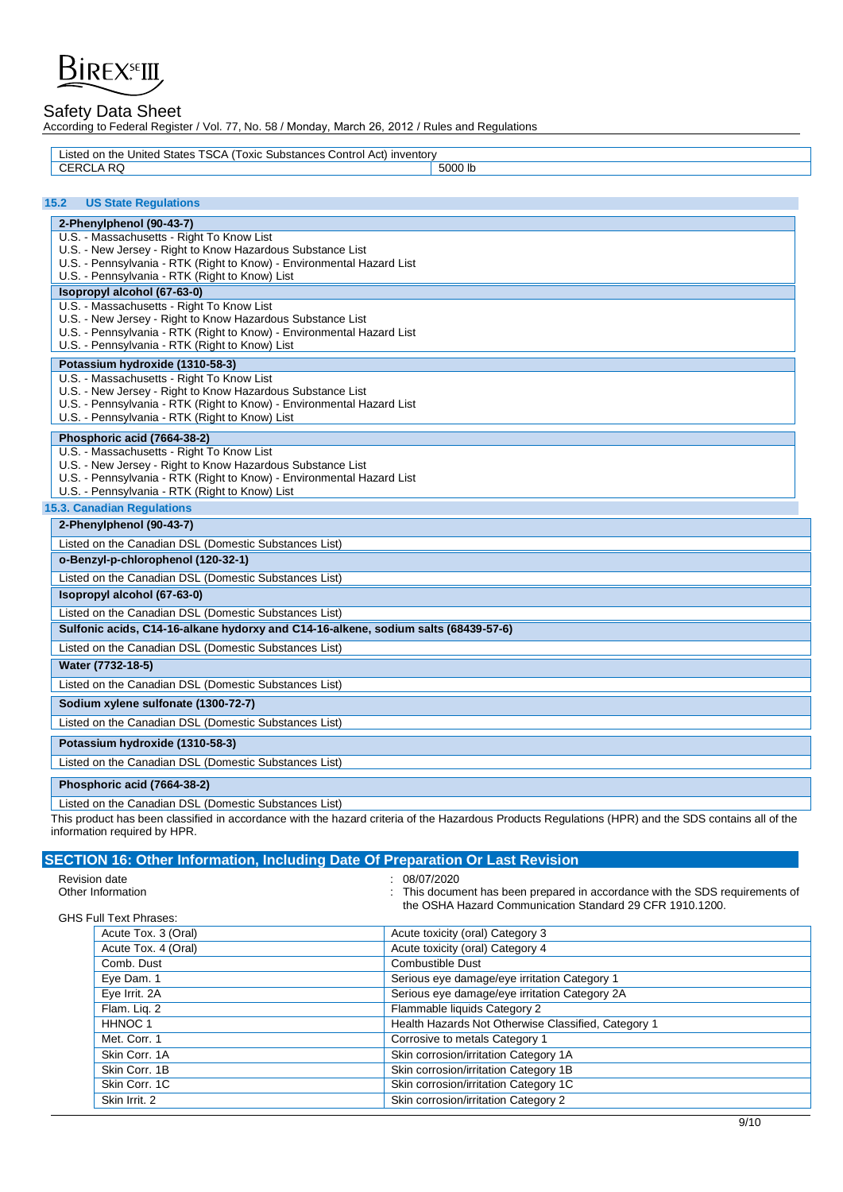| Listed on the United States TSCA (Toxic Substances Control Act) inventory | |
|---|---|
| CERCLA RQ | 5000 lb |

### 15.2 US State Regulations

**2-Phenylphenol (90-43-7)**

U.S. - Massachusetts - Right To Know List
U.S. - New Jersey - Right to Know Hazardous Substance List
U.S. - Pennsylvania - RTK (Right to Know) - Environmental Hazard List
U.S. - Pennsylvania - RTK (Right to Know) List

**Isopropyl alcohol (67-63-0)**

U.S. - Massachusetts - Right To Know List
U.S. - New Jersey - Right to Know Hazardous Substance List
U.S. - Pennsylvania - RTK (Right to Know) - Environmental Hazard List
U.S. - Pennsylvania - RTK (Right to Know) List

**Potassium hydroxide (1310-58-3)**

U.S. - Massachusetts - Right To Know List
U.S. - New Jersey - Right to Know Hazardous Substance List
U.S. - Pennsylvania - RTK (Right to Know) - Environmental Hazard List
U.S. - Pennsylvania - RTK (Right to Know) List

**Phosphoric acid (7664-38-2)**

U.S. - Massachusetts - Right To Know List
U.S. - New Jersey - Right to Know Hazardous Substance List
U.S. - Pennsylvania - RTK (Right to Know) - Environmental Hazard List
U.S. - Pennsylvania - RTK (Right to Know) List

### 15.3. Canadian Regulations

**2-Phenylphenol (90-43-7)**

Listed on the Canadian DSL (Domestic Substances List)

**o-Benzyl-p-chlorophenol (120-32-1)**

Listed on the Canadian DSL (Domestic Substances List)

**Isopropyl alcohol (67-63-0)**

Listed on the Canadian DSL (Domestic Substances List)

**Sulfonic acids, C14-16-alkane hydorxy and C14-16-alkene, sodium salts (68439-57-6)**

Listed on the Canadian DSL (Domestic Substances List)

**Water (7732-18-5)**

Listed on the Canadian DSL (Domestic Substances List)

**Sodium xylene sulfonate (1300-72-7)**

Listed on the Canadian DSL (Domestic Substances List)

**Potassium hydroxide (1310-58-3)**

Listed on the Canadian DSL (Domestic Substances List)

**Phosphoric acid (7664-38-2)**

Listed on the Canadian DSL (Domestic Substances List)

This product has been classified in accordance with the hazard criteria of the Hazardous Products Regulations (HPR) and the SDS contains all of the information required by HPR.

## SECTION 16: Other Information, Including Date Of Preparation Or Last Revision

Revision date : 08/07/2020

Other Information : This document has been prepared in accordance with the SDS requirements of the OSHA Hazard Communication Standard 29 CFR 1910.1200.

GHS Full Text Phrases:

| | |
|---|---|
| Acute Tox. 3 (Oral) | Acute toxicity (oral) Category 3 |
| Acute Tox. 4 (Oral) | Acute toxicity (oral) Category 4 |
| Comb. Dust | Combustible Dust |
| Eye Dam. 1 | Serious eye damage/eye irritation Category 1 |
| Eye Irrit. 2A | Serious eye damage/eye irritation Category 2A |
| Flam. Liq. 2 | Flammable liquids Category 2 |
| HHNOC 1 | Health Hazards Not Otherwise Classified, Category 1 |
| Met. Corr. 1 | Corrosive to metals Category 1 |
| Skin Corr. 1A | Skin corrosion/irritation Category 1A |
| Skin Corr. 1B | Skin corrosion/irritation Category 1B |
| Skin Corr. 1C | Skin corrosion/irritation Category 1C |
| Skin Irrit. 2 | Skin corrosion/irritation Category 2 |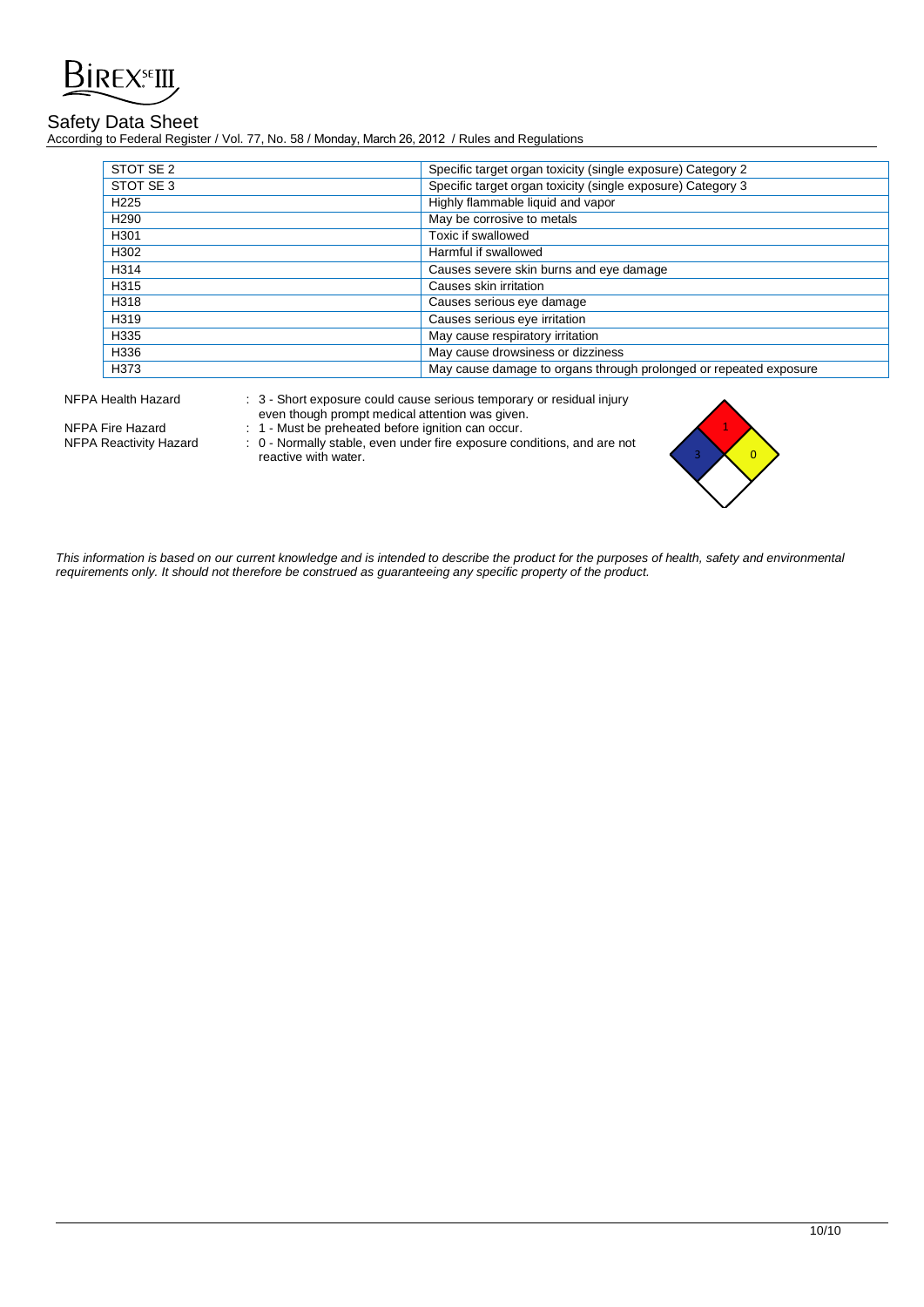| | |
|---|---|
| STOT SE 2 | Specific target organ toxicity (single exposure) Category 2 |
| STOT SE 3 | Specific target organ toxicity (single exposure) Category 3 |
| H225 | Highly flammable liquid and vapor |
| H290 | May be corrosive to metals |
| H301 | Toxic if swallowed |
| H302 | Harmful if swallowed |
| H314 | Causes severe skin burns and eye damage |
| H315 | Causes skin irritation |
| H318 | Causes serious eye damage |
| H319 | Causes serious eye irritation |
| H335 | May cause respiratory irritation |
| H336 | May cause drowsiness or dizziness |
| H373 | May cause damage to organs through prolonged or repeated exposure |

NFPA Health Hazard : 3 - Short exposure could cause serious temporary or residual injury even though prompt medical attention was given.

NFPA Fire Hazard : 1 - Must be preheated before ignition can occur.

NFPA Reactivity Hazard : 0 - Normally stable, even under fire exposure conditions, and are not reactive with water.

1

3 0

*This information is based on our current knowledge and is intended to describe the product for the purposes of health, safety and environmental requirements only. It should not therefore be construed as guaranteeing any specific property of the product.*